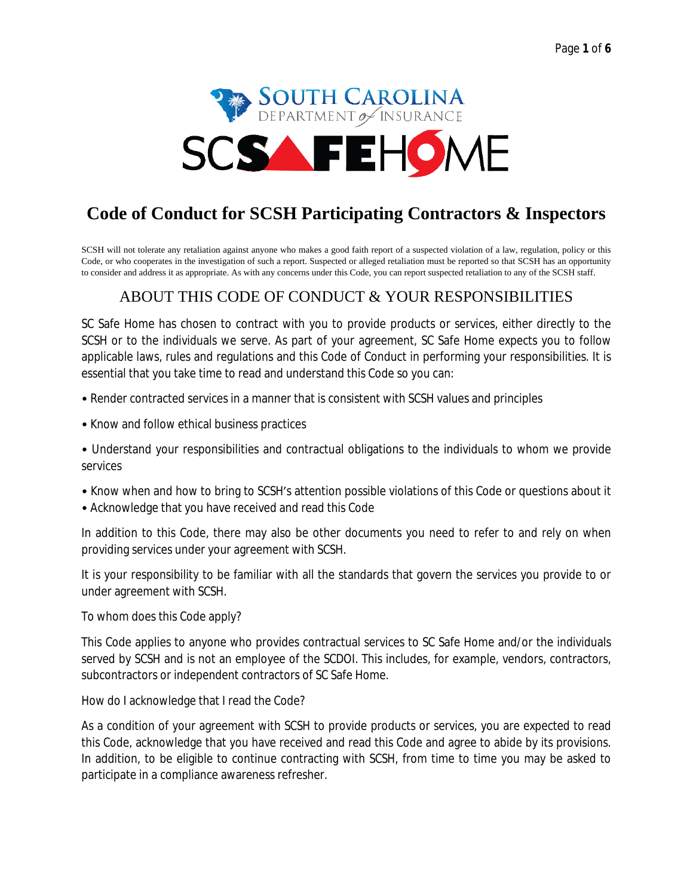# Code of Conduct for SCSH Participating Contractors & Inspectors

SCSH will not tolerate any retaliation against anyone who makes a good faith report of a suspected violation of a law, regulation, policy or this Code, or who cooperates in the investigation of such a report. Suspected or alleged retaliation must be reported so that SCSH has an opportunity to consider and address it as appropriate. As with any concerns under this Code, you can report suspected retaliation to any of the SCSH staff.

## ABOUT THIS CODE OF CONDUCT & YOUR RESPONSIBILITIES

SC Safe Home has chosen to contract with you to provide products or services, either directly to the SCSH or to the individuals we serve. As part of your agreement, SC Safe Home expects you to follow applicable laws, rules and regulations and this Code of Conduct in performing your responsibilities. It is essential that you take time to read and understand this Code so you can:

- Render contracted services in a manner that is consistent with SCSH values and principles
- Know and follow ethical business practices
- Understand your responsibilities and contractual obligations to the individuals to whom we provide services
- Know when and how to bring to SCSH's attention possible violations of this Code or questions about it
- Acknowledge that you have received and read this Code

In addition to this Code, there may also be other documents you need to refer to and rely on when providing services under your agreement with SCSH.

It is your responsibility to be familiar with all the standards that govern the services you provide to or under agreement with SCSH.

To whom does this Code apply?

This Code applies to anyone who provides contractual services to SC Safe Home and/or the individuals served by SCSH and is not an employee of the SCDOI. This includes, for example, vendors, contractors, subcontractors or independent contractors of SC Safe Home.

How do I acknowledge that I read the Code?

As a condition of your agreement with SCSH to provide products or services, you are expected to read this Code, acknowledge that you have received and read this Code and agree to abide by its provisions. In addition, to be eligible to continue contracting with SCSH, from time to time you may be asked to participate in a compliance awareness refresher.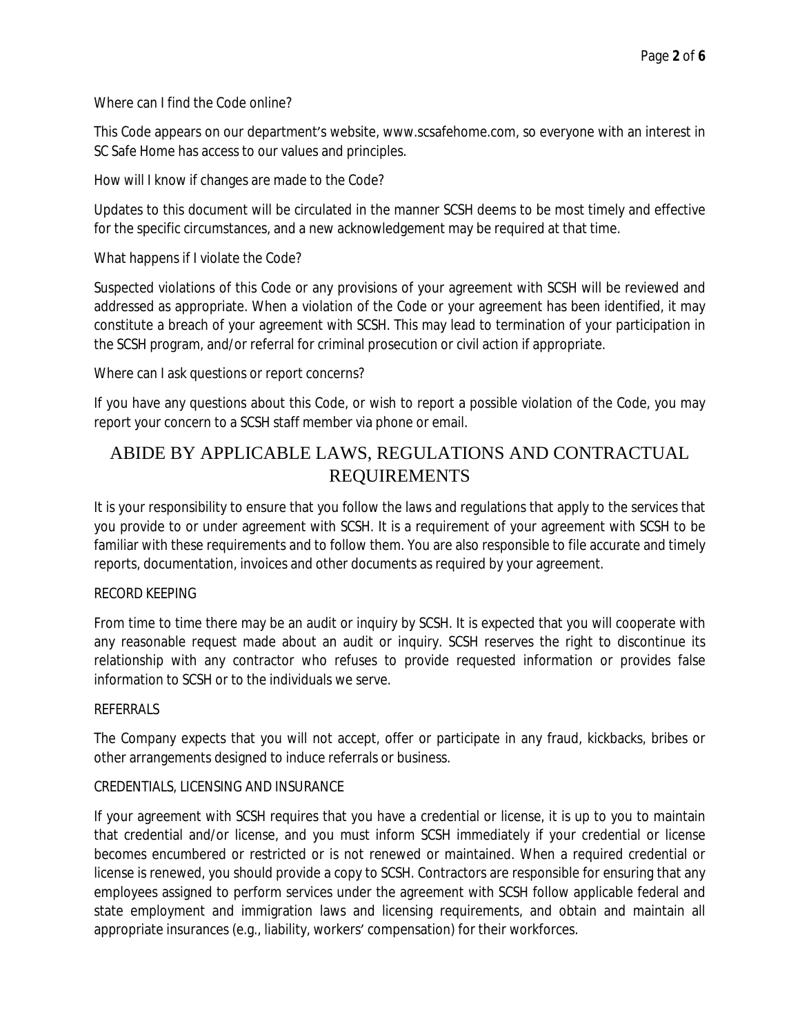Where can I find the Code online?

This Code appears on our department's website, www.scsafehome.com, so everyone with an interest in SC Safe Home has access to our values and principles.

How will I know if changes are made to the Code?

Updates to this document will be circulated in the manner SCSH deems to be most timely and effective for the specific circumstances, and a new acknowledgement may be required at that time.

What happens if I violate the Code?

Suspected violations of this Code or any provisions of your agreement with SCSH will be reviewed and addressed as appropriate. When a violation of the Code or your agreement has been identified, it may constitute a breach of your agreement with SCSH. This may lead to termination of your participation in the SCSH program, and/or referral for criminal prosecution or civil action if appropriate.

Where can I ask questions or report concerns?

If you have any questions about this Code, or wish to report a possible violation of the Code, you may report your concern to a SCSH staff member via phone or email.

## ABIDE BY APPLICABLE LAWS, REGULATIONS AND CONTRACTUAL REQUIREMENTS

It is your responsibility to ensure that you follow the laws and regulations that apply to the services that you provide to or under agreement with SCSH. It is a requirement of your agreement with SCSH to be familiar with these requirements and to follow them. You are also responsible to file accurate and timely reports, documentation, invoices and other documents as required by your agreement.

### RECORD KEEPING

From time to time there may be an audit or inquiry by SCSH. It is expected that you will cooperate with any reasonable request made about an audit or inquiry. SCSH reserves the right to discontinue its relationship with any contractor who refuses to provide requested information or provides false information to SCSH or to the individuals we serve.

### REFERRALS

The Company expects that you will not accept, offer or participate in any fraud, kickbacks, bribes or other arrangements designed to induce referrals or business.

### CREDENTIALS, LICENSING AND INSURANCE

If your agreement with SCSH requires that you have a credential or license, it is up to you to maintain that credential and/or license, and you must inform SCSH immediately if your credential or license becomes encumbered or restricted or is not renewed or maintained. When a required credential or license is renewed, you should provide a copy to SCSH. Contractors are responsible for ensuring that any employees assigned to perform services under the agreement with SCSH follow applicable federal and state employment and immigration laws and licensing requirements, and obtain and maintain all appropriate insurances (e.g., liability, workers' compensation) for their workforces.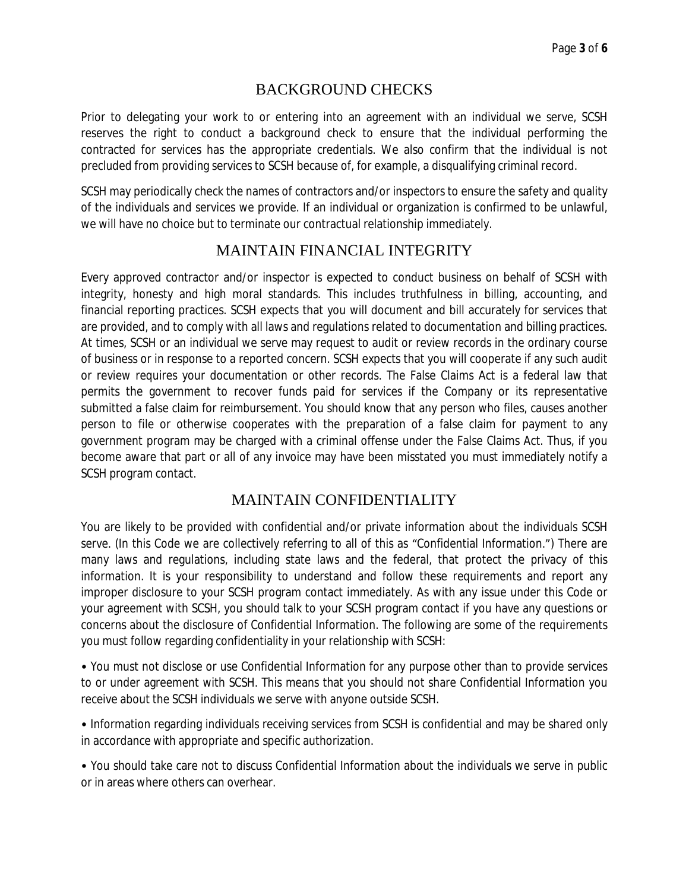## BACKGROUND CHECKS

Prior to delegating your work to or entering into an agreement with an individual we serve, SCSH reserves the right to conduct a background check to ensure that the individual performing the contracted for services has the appropriate credentials. We also confirm that the individual is not precluded from providing services to SCSH because of, for example, a disqualifying criminal record.

SCSH may periodically check the names of contractors and/or inspectors to ensure the safety and quality of the individuals and services we provide. If an individual or organization is confirmed to be unlawful, we will have no choice but to terminate our contractual relationship immediately.

## MAINTAIN FINANCIAL INTEGRITY

Every approved contractor and/or inspector is expected to conduct business on behalf of SCSH with integrity, honesty and high moral standards. This includes truthfulness in billing, accounting, and financial reporting practices. SCSH expects that you will document and bill accurately for services that are provided, and to comply with all laws and regulations related to documentation and billing practices. At times, SCSH or an individual we serve may request to audit or review records in the ordinary course of business or in response to a reported concern. SCSH expects that you will cooperate if any such audit or review requires your documentation or other records. The False Claims Act is a federal law that permits the government to recover funds paid for services if the Company or its representative submitted a false claim for reimbursement. You should know that any person who files, causes another person to file or otherwise cooperates with the preparation of a false claim for payment to any government program may be charged with a criminal offense under the False Claims Act. Thus, if you become aware that part or all of any invoice may have been misstated you must immediately notify a SCSH program contact.

## MAINTAIN CONFIDENTIALITY

You are likely to be provided with confidential and/or private information about the individuals SCSH serve. (In this Code we are collectively referring to all of this as "Confidential Information.") There are many laws and regulations, including state laws and the federal, that protect the privacy of this information. It is your responsibility to understand and follow these requirements and report any improper disclosure to your SCSH program contact immediately. As with any issue under this Code or your agreement with SCSH, you should talk to your SCSH program contact if you have any questions or concerns about the disclosure of Confidential Information. The following are some of the requirements you must follow regarding confidentiality in your relationship with SCSH:

- You must not disclose or use Confidential Information for any purpose other than to provide services to or under agreement with SCSH. This means that you should not share Confidential Information you receive about the SCSH individuals we serve with anyone outside SCSH.

- Information regarding individuals receiving services from SCSH is confidential and may be shared only in accordance with appropriate and specific authorization.

- You should take care not to discuss Confidential Information about the individuals we serve in public or in areas where others can overhear.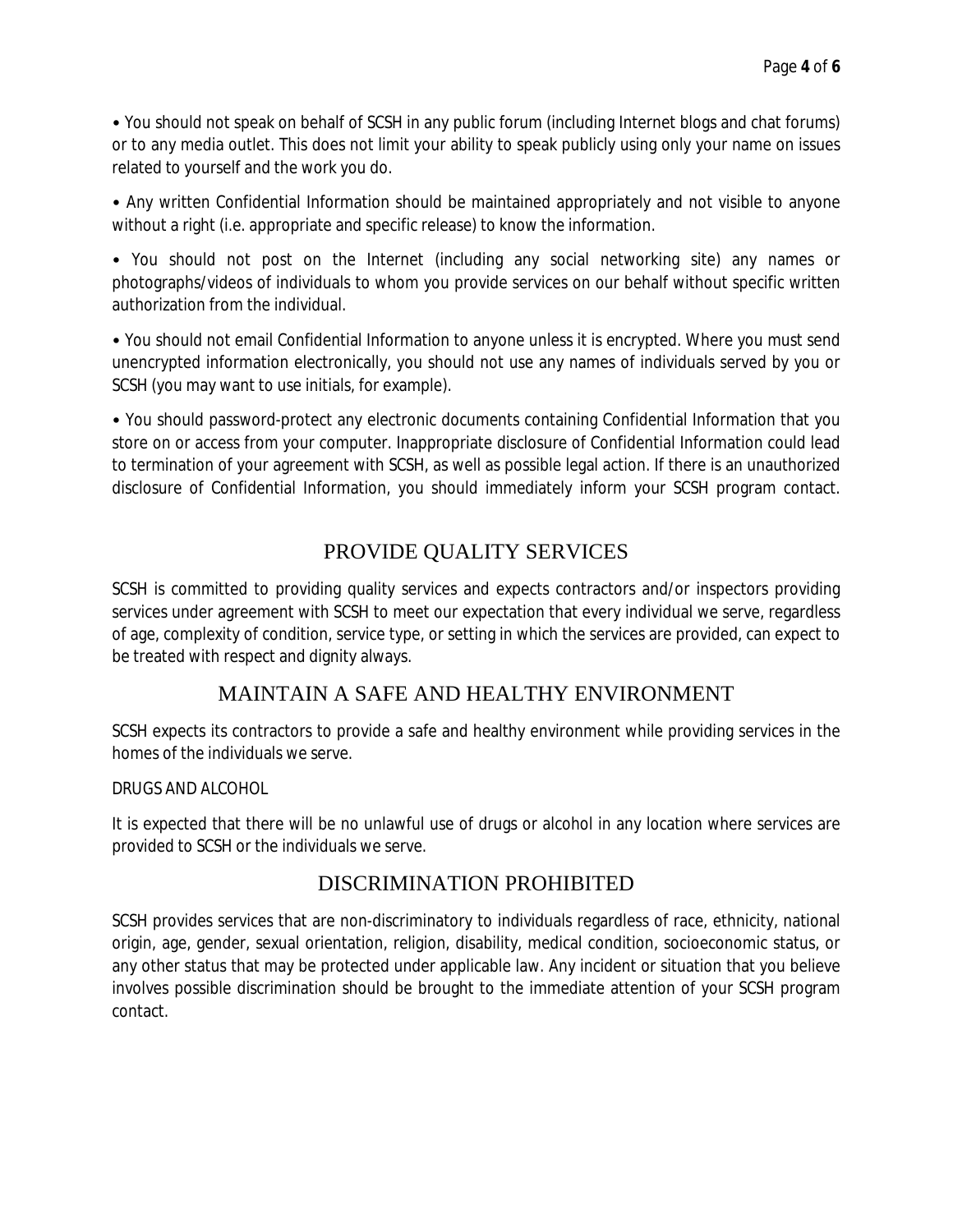- You should not speak on behalf of SCSH in any public forum (including Internet blogs and chat forums) or to any media outlet. This does not limit your ability to speak publicly using only your name on issues related to yourself and the work you do.

- Any written Confidential Information should be maintained appropriately and not visible to anyone without a right (i.e. appropriate and specific release) to know the information.

- You should not post on the Internet (including any social networking site) any names or photographs/videos of individuals to whom you provide services on our behalf without specific written authorization from the individual.

- You should not email Confidential Information to anyone unless it is encrypted. Where you must send unencrypted information electronically, you should not use any names of individuals served by you or SCSH (you may want to use initials, for example).

- You should password-protect any electronic documents containing Confidential Information that you store on or access from your computer. Inappropriate disclosure of Confidential Information could lead to termination of your agreement with SCSH, as well as possible legal action. If there is an unauthorized disclosure of Confidential Information, you should immediately inform your SCSH program contact.

## PROVIDE QUALITY SERVICES

SCSH is committed to providing quality services and expects contractors and/or inspectors providing services under agreement with SCSH to meet our expectation that every individual we serve, regardless of age, complexity of condition, service type, or setting in which the services are provided, can expect to be treated with respect and dignity always.

## MAINTAIN A SAFE AND HEALTHY ENVIRONMENT

SCSH expects its contractors to provide a safe and healthy environment while providing services in the homes of the individuals we serve.

### DRUGS AND ALCOHOL

It is expected that there will be no unlawful use of drugs or alcohol in any location where services are provided to SCSH or the individuals we serve.

## DISCRIMINATION PROHIBITED

SCSH provides services that are non-discriminatory to individuals regardless of race, ethnicity, national origin, age, gender, sexual orientation, religion, disability, medical condition, socioeconomic status, or any other status that may be protected under applicable law. Any incident or situation that you believe involves possible discrimination should be brought to the immediate attention of your SCSH program contact.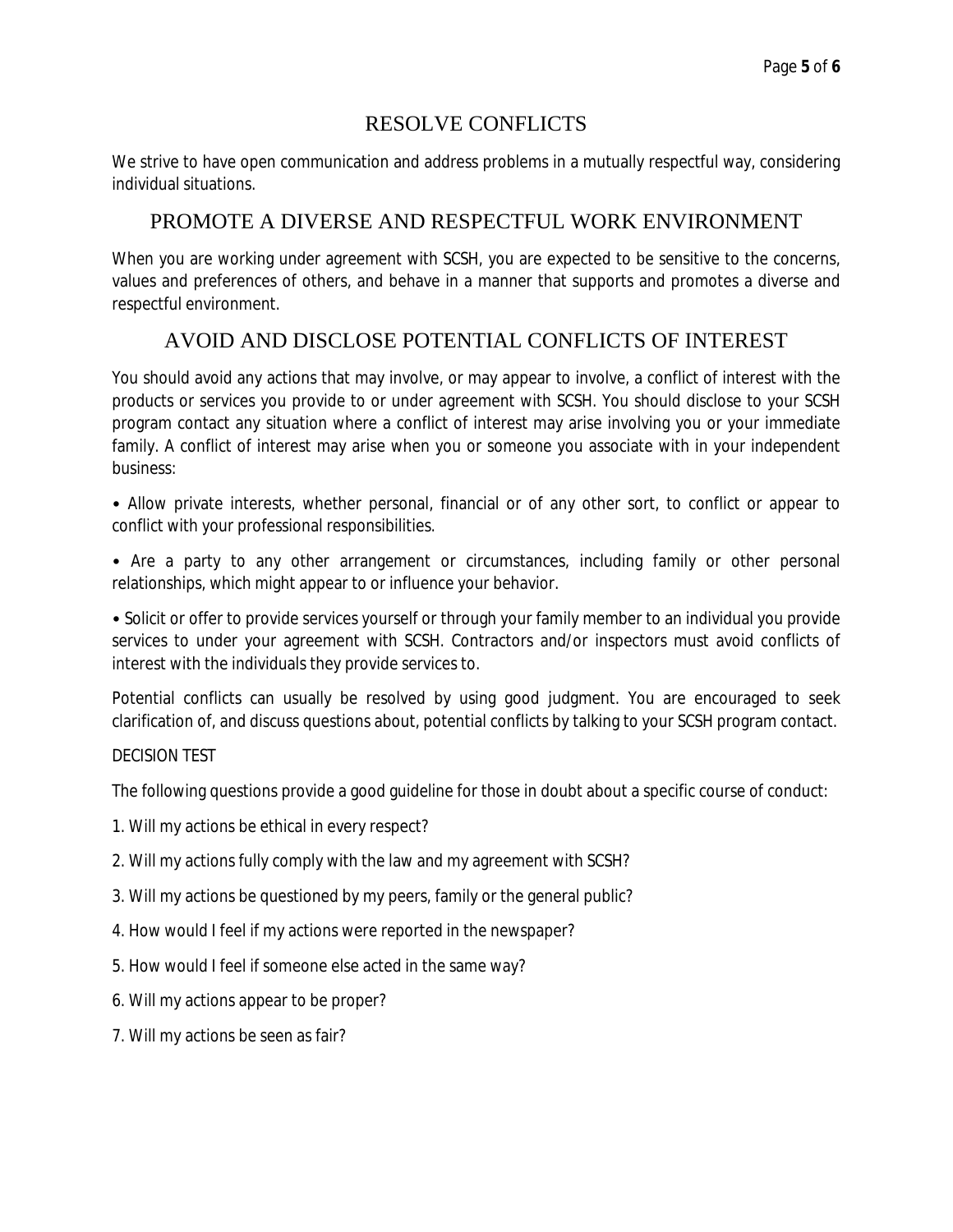## RESOLVE CONFLICTS

We strive to have open communication and address problems in a mutually respectful way, considering individual situations.

## PROMOTE A DIVERSE AND RESPECTFUL WORK ENVIRONMENT

When you are working under agreement with SCSH, you are expected to be sensitive to the concerns, values and preferences of others, and behave in a manner that supports and promotes a diverse and respectful environment.

## AVOID AND DISCLOSE POTENTIAL CONFLICTS OF INTEREST

You should avoid any actions that may involve, or may appear to involve, a conflict of interest with the products or services you provide to or under agreement with SCSH. You should disclose to your SCSH program contact any situation where a conflict of interest may arise involving you or your immediate family. A conflict of interest may arise when you or someone you associate with in your independent business:

• Allow private interests, whether personal, financial or of any other sort, to conflict or appear to conflict with your professional responsibilities.

• Are a party to any other arrangement or circumstances, including family or other personal relationships, which might appear to or influence your behavior.

• Solicit or offer to provide services yourself or through your family member to an individual you provide services to under your agreement with SCSH. Contractors and/or inspectors must avoid conflicts of interest with the individuals they provide services to.

Potential conflicts can usually be resolved by using good judgment. You are encouraged to seek clarification of, and discuss questions about, potential conflicts by talking to your SCSH program contact.

DECISION TEST

The following questions provide a good guideline for those in doubt about a specific course of conduct:

1. Will my actions be ethical in every respect?
2. Will my actions fully comply with the law and my agreement with SCSH?
3. Will my actions be questioned by my peers, family or the general public?
4. How would I feel if my actions were reported in the newspaper?
5. How would I feel if someone else acted in the same way?
6. Will my actions appear to be proper?
7. Will my actions be seen as fair?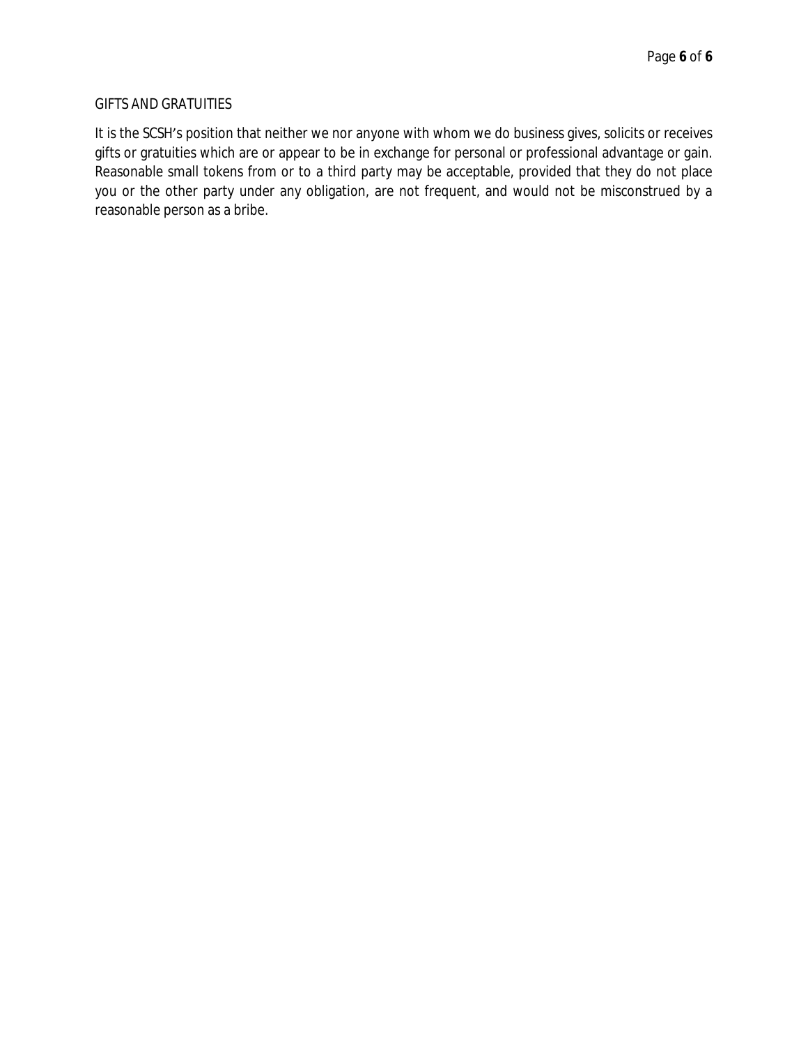## GIFTS AND GRATUITIES

It is the SCSH's position that neither we nor anyone with whom we do business gives, solicits or receives gifts or gratuities which are or appear to be in exchange for personal or professional advantage or gain. Reasonable small tokens from or to a third party may be acceptable, provided that they do not place you or the other party under any obligation, are not frequent, and would not be misconstrued by a reasonable person as a bribe.